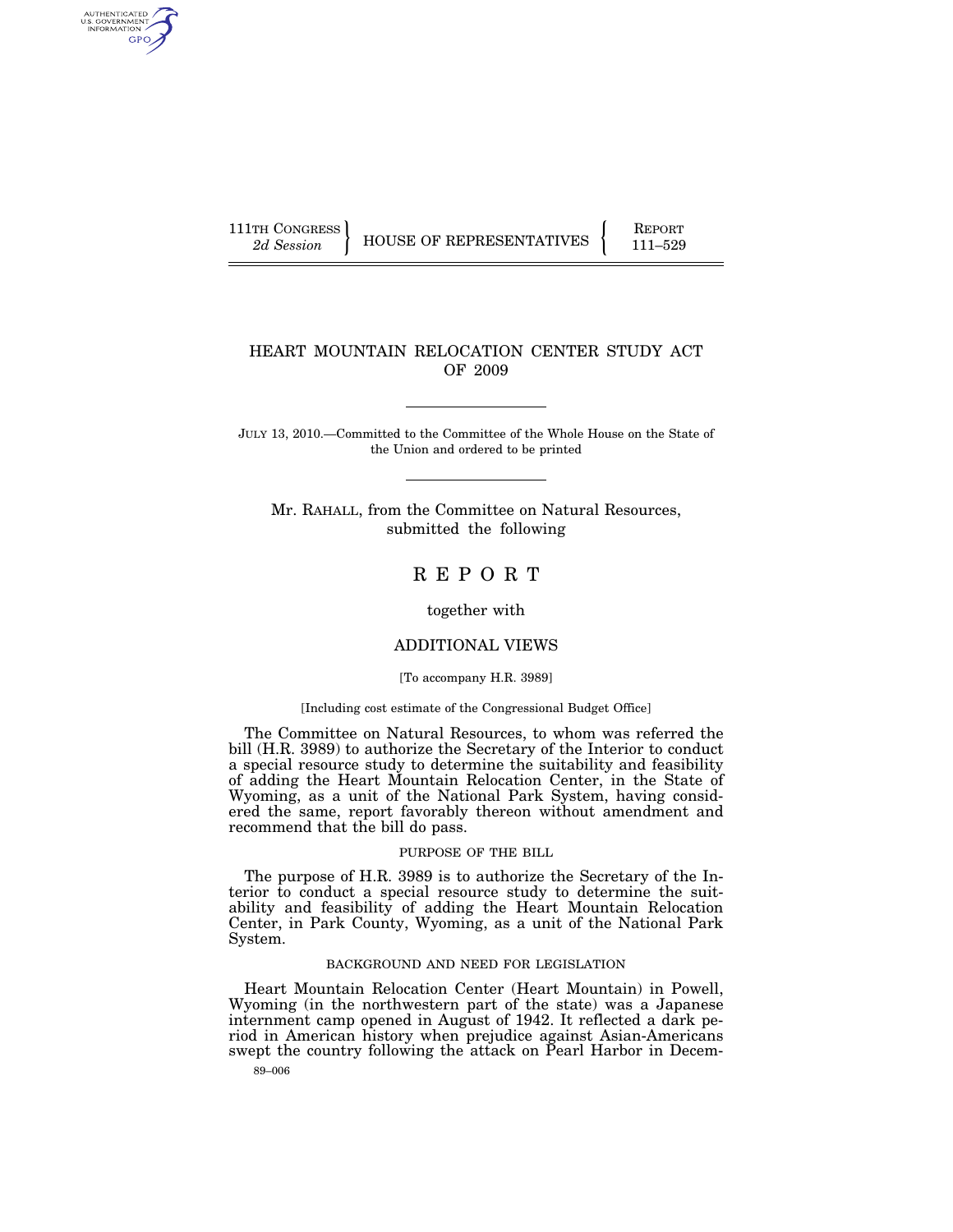111TH CONGRESS
*2d Session*

HOUSE OF REPRESENTATIVES

REPORT
111–529

# HEART MOUNTAIN RELOCATION CENTER STUDY ACT OF 2009

JULY 13, 2010.—Committed to the Committee of the Whole House on the State of the Union and ordered to be printed

Mr. RAHALL, from the Committee on Natural Resources, submitted the following

## R E P O R T

together with

## ADDITIONAL VIEWS

[To accompany H.R. 3989]

[Including cost estimate of the Congressional Budget Office]

The Committee on Natural Resources, to whom was referred the bill (H.R. 3989) to authorize the Secretary of the Interior to conduct a special resource study to determine the suitability and feasibility of adding the Heart Mountain Relocation Center, in the State of Wyoming, as a unit of the National Park System, having considered the same, report favorably thereon without amendment and recommend that the bill do pass.

### PURPOSE OF THE BILL

The purpose of H.R. 3989 is to authorize the Secretary of the Interior to conduct a special resource study to determine the suitability and feasibility of adding the Heart Mountain Relocation Center, in Park County, Wyoming, as a unit of the National Park System.

### BACKGROUND AND NEED FOR LEGISLATION

Heart Mountain Relocation Center (Heart Mountain) in Powell, Wyoming (in the northwestern part of the state) was a Japanese internment camp opened in August of 1942. It reflected a dark period in American history when prejudice against Asian-Americans swept the country following the attack on Pearl Harbor in Decem-

89–006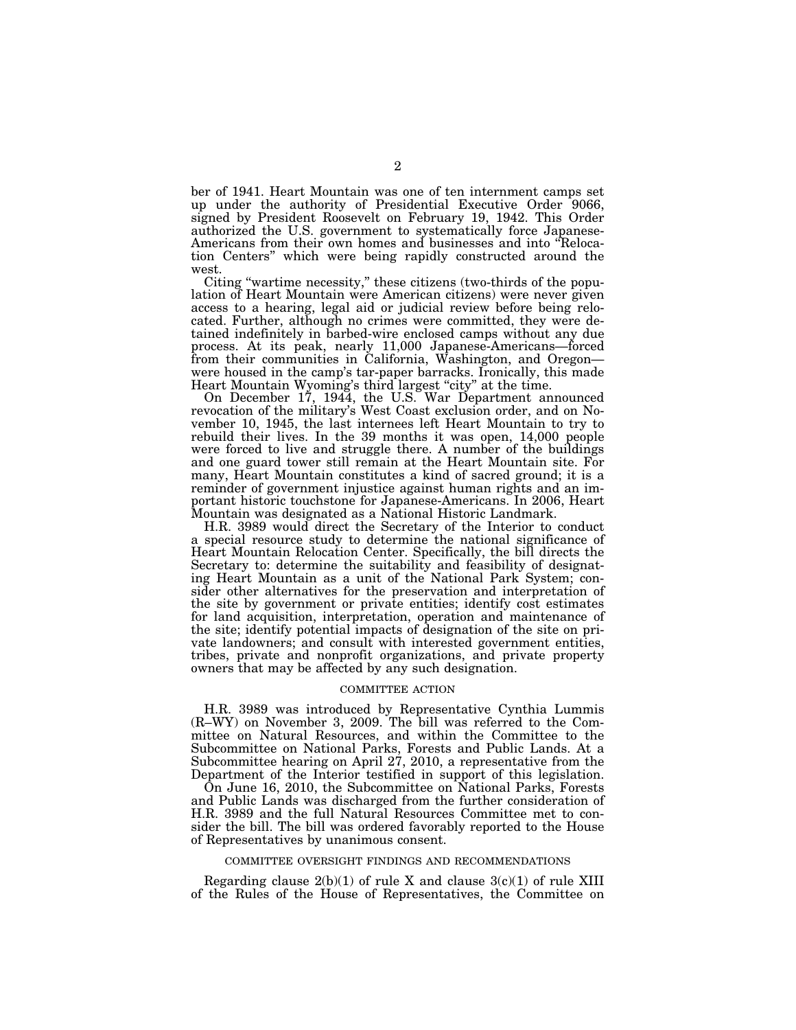ber of 1941. Heart Mountain was one of ten internment camps set up under the authority of Presidential Executive Order 9066, signed by President Roosevelt on February 19, 1942. This Order authorized the U.S. government to systematically force Japanese-Americans from their own homes and businesses and into "Relocation Centers" which were being rapidly constructed around the west.

Citing "wartime necessity," these citizens (two-thirds of the population of Heart Mountain were American citizens) were never given access to a hearing, legal aid or judicial review before being relocated. Further, although no crimes were committed, they were detained indefinitely in barbed-wire enclosed camps without any due process. At its peak, nearly 11,000 Japanese-Americans—forced from their communities in California, Washington, and Oregon—were housed in the camp's tar-paper barracks. Ironically, this made Heart Mountain Wyoming's third largest "city" at the time.

On December 17, 1944, the U.S. War Department announced revocation of the military's West Coast exclusion order, and on November 10, 1945, the last internees left Heart Mountain to try to rebuild their lives. In the 39 months it was open, 14,000 people were forced to live and struggle there. A number of the buildings and one guard tower still remain at the Heart Mountain site. For many, Heart Mountain constitutes a kind of sacred ground; it is a reminder of government injustice against human rights and an important historic touchstone for Japanese-Americans. In 2006, Heart Mountain was designated as a National Historic Landmark.

H.R. 3989 would direct the Secretary of the Interior to conduct a special resource study to determine the national significance of Heart Mountain Relocation Center. Specifically, the bill directs the Secretary to: determine the suitability and feasibility of designating Heart Mountain as a unit of the National Park System; consider other alternatives for the preservation and interpretation of the site by government or private entities; identify cost estimates for land acquisition, interpretation, operation and maintenance of the site; identify potential impacts of designation of the site on private landowners; and consult with interested government entities, tribes, private and nonprofit organizations, and private property owners that may be affected by any such designation.

## COMMITTEE ACTION

H.R. 3989 was introduced by Representative Cynthia Lummis (R–WY) on November 3, 2009. The bill was referred to the Committee on Natural Resources, and within the Committee to the Subcommittee on National Parks, Forests and Public Lands. At a Subcommittee hearing on April 27, 2010, a representative from the Department of the Interior testified in support of this legislation.

On June 16, 2010, the Subcommittee on National Parks, Forests and Public Lands was discharged from the further consideration of H.R. 3989 and the full Natural Resources Committee met to consider the bill. The bill was ordered favorably reported to the House of Representatives by unanimous consent.

## COMMITTEE OVERSIGHT FINDINGS AND RECOMMENDATIONS

Regarding clause 2(b)(1) of rule X and clause 3(c)(1) of rule XIII of the Rules of the House of Representatives, the Committee on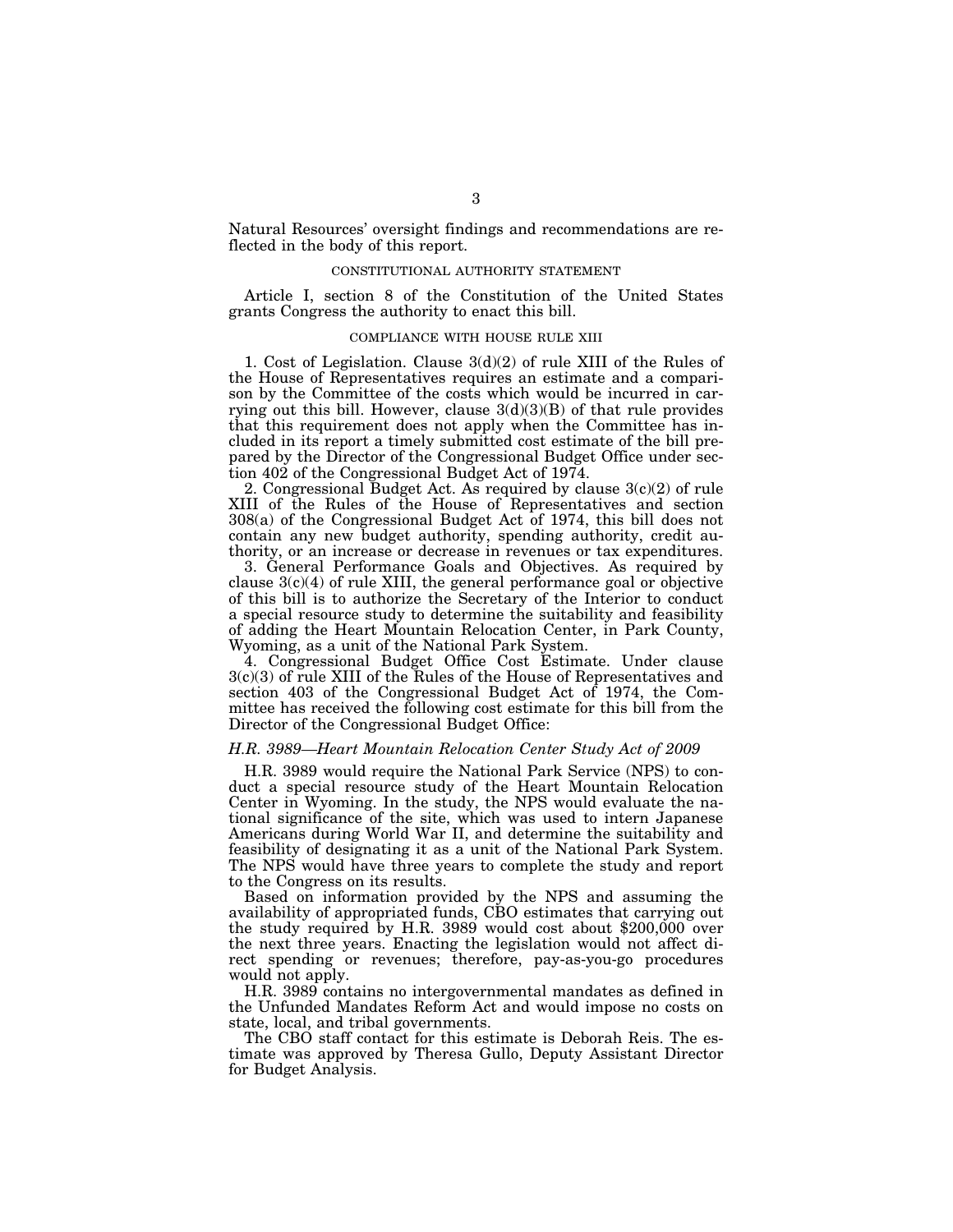Natural Resources' oversight findings and recommendations are reflected in the body of this report.

## CONSTITUTIONAL AUTHORITY STATEMENT

Article I, section 8 of the Constitution of the United States grants Congress the authority to enact this bill.

## COMPLIANCE WITH HOUSE RULE XIII

1. Cost of Legislation. Clause 3(d)(2) of rule XIII of the Rules of the House of Representatives requires an estimate and a comparison by the Committee of the costs which would be incurred in carrying out this bill. However, clause 3(d)(3)(B) of that rule provides that this requirement does not apply when the Committee has included in its report a timely submitted cost estimate of the bill prepared by the Director of the Congressional Budget Office under section 402 of the Congressional Budget Act of 1974.

2. Congressional Budget Act. As required by clause 3(c)(2) of rule XIII of the Rules of the House of Representatives and section 308(a) of the Congressional Budget Act of 1974, this bill does not contain any new budget authority, spending authority, credit authority, or an increase or decrease in revenues or tax expenditures.

3. General Performance Goals and Objectives. As required by clause 3(c)(4) of rule XIII, the general performance goal or objective of this bill is to authorize the Secretary of the Interior to conduct a special resource study to determine the suitability and feasibility of adding the Heart Mountain Relocation Center, in Park County, Wyoming, as a unit of the National Park System.

4. Congressional Budget Office Cost Estimate. Under clause 3(c)(3) of rule XIII of the Rules of the House of Representatives and section 403 of the Congressional Budget Act of 1974, the Committee has received the following cost estimate for this bill from the Director of the Congressional Budget Office:

*H.R. 3989—Heart Mountain Relocation Center Study Act of 2009*

H.R. 3989 would require the National Park Service (NPS) to conduct a special resource study of the Heart Mountain Relocation Center in Wyoming. In the study, the NPS would evaluate the national significance of the site, which was used to intern Japanese Americans during World War II, and determine the suitability and feasibility of designating it as a unit of the National Park System. The NPS would have three years to complete the study and report to the Congress on its results.

Based on information provided by the NPS and assuming the availability of appropriated funds, CBO estimates that carrying out the study required by H.R. 3989 would cost about $200,000 over the next three years. Enacting the legislation would not affect direct spending or revenues; therefore, pay-as-you-go procedures would not apply.

H.R. 3989 contains no intergovernmental mandates as defined in the Unfunded Mandates Reform Act and would impose no costs on state, local, and tribal governments.

The CBO staff contact for this estimate is Deborah Reis. The estimate was approved by Theresa Gullo, Deputy Assistant Director for Budget Analysis.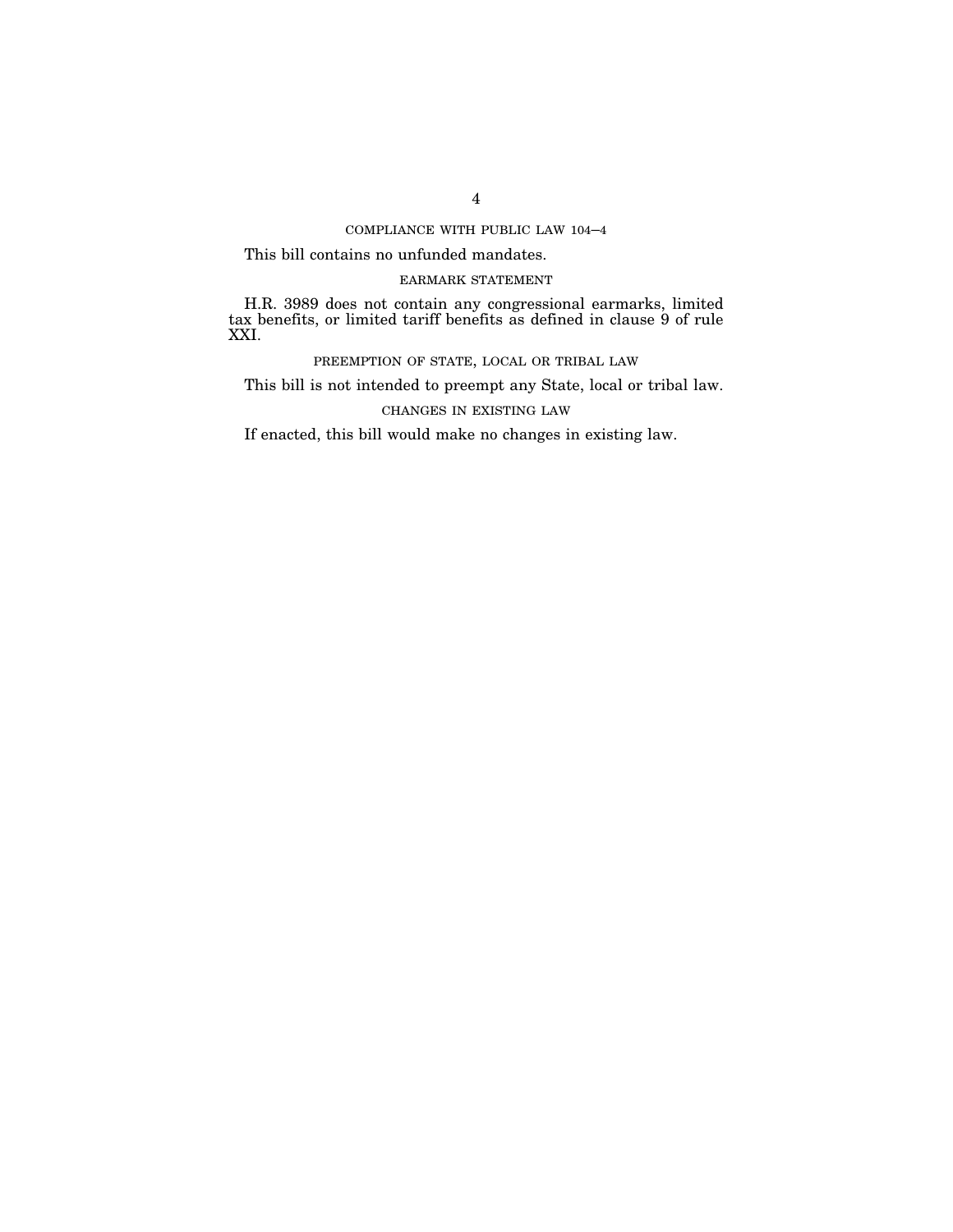## COMPLIANCE WITH PUBLIC LAW 104–4

This bill contains no unfunded mandates.

## EARMARK STATEMENT

H.R. 3989 does not contain any congressional earmarks, limited tax benefits, or limited tariff benefits as defined in clause 9 of rule XXI.

## PREEMPTION OF STATE, LOCAL OR TRIBAL LAW

This bill is not intended to preempt any State, local or tribal law.

## CHANGES IN EXISTING LAW

If enacted, this bill would make no changes in existing law.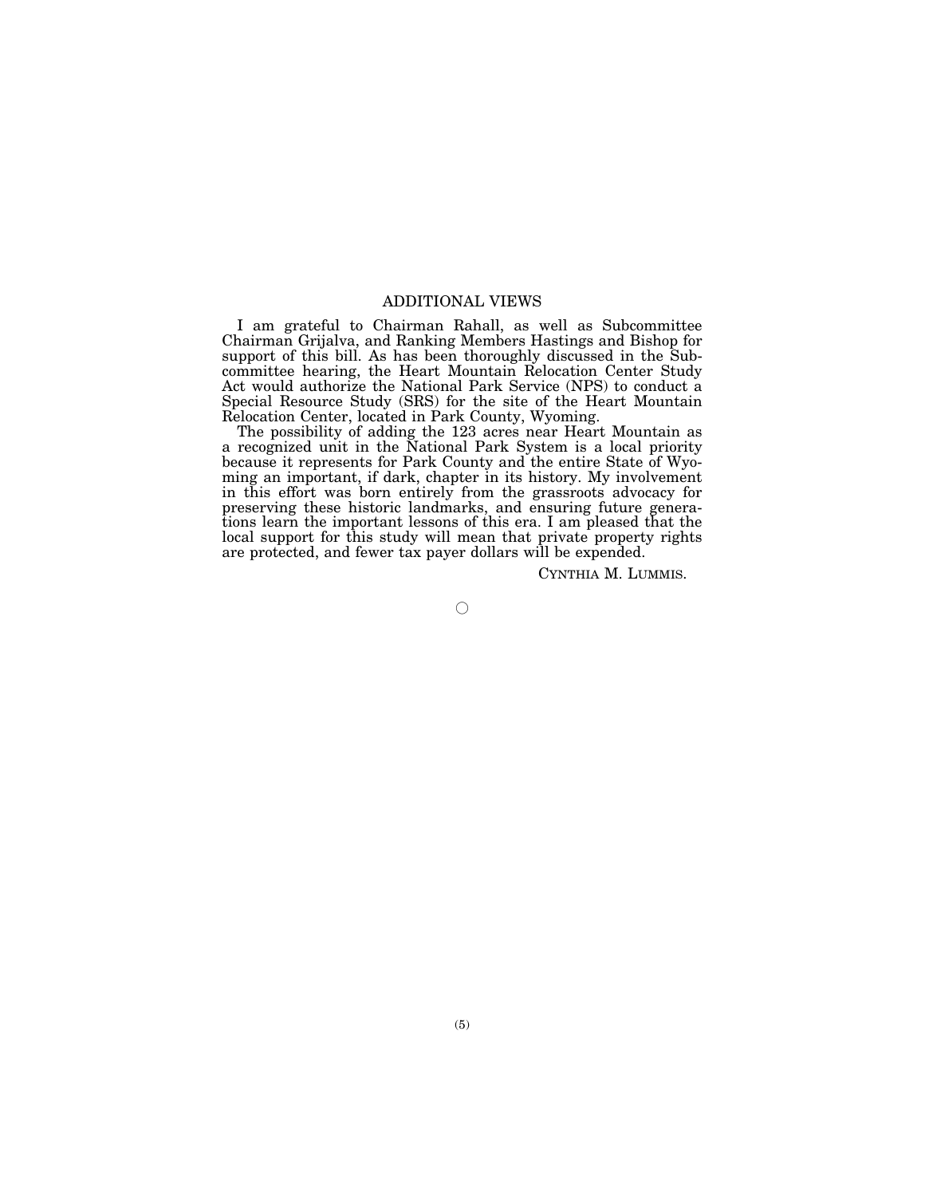## ADDITIONAL VIEWS

I am grateful to Chairman Rahall, as well as Subcommittee Chairman Grijalva, and Ranking Members Hastings and Bishop for support of this bill. As has been thoroughly discussed in the Subcommittee hearing, the Heart Mountain Relocation Center Study Act would authorize the National Park Service (NPS) to conduct a Special Resource Study (SRS) for the site of the Heart Mountain Relocation Center, located in Park County, Wyoming.

The possibility of adding the 123 acres near Heart Mountain as a recognized unit in the National Park System is a local priority because it represents for Park County and the entire State of Wyoming an important, if dark, chapter in its history. My involvement in this effort was born entirely from the grassroots advocacy for preserving these historic landmarks, and ensuring future generations learn the important lessons of this era. I am pleased that the local support for this study will mean that private property rights are protected, and fewer tax payer dollars will be expended.

CYNTHIA M. LUMMIS.

○